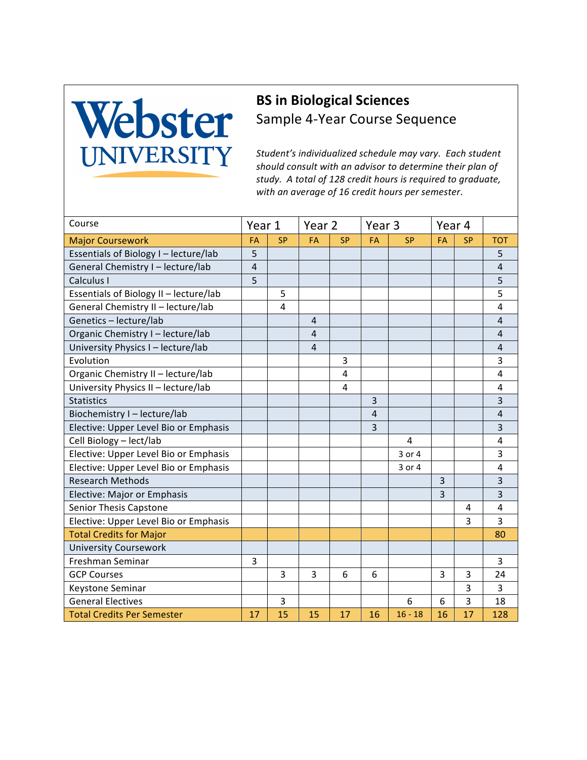Webster UNIVERSITY

# BS in Biological Sciences

## Sample 4-Year Course Sequence

*Student's individualized schedule may vary. Each student should consult with an advisor to determine their plan of study. A total of 128 credit hours is required to graduate, with an average of 16 credit hours per semester.*

| Course | Year 1 | | Year 2 | | Year 3 | | Year 4 | | |
|---|---|---|---|---|---|---|---|---|---|
| Major Coursework | FA | SP | FA | SP | FA | SP | FA | SP | TOT |
| Essentials of Biology I – lecture/lab | 5 | | | | | | | | 5 |
| General Chemistry I – lecture/lab | 4 | | | | | | | | 4 |
| Calculus I | 5 | | | | | | | | 5 |
| Essentials of Biology II – lecture/lab | | 5 | | | | | | | 5 |
| General Chemistry II – lecture/lab | | 4 | | | | | | | 4 |
| Genetics – lecture/lab | | | 4 | | | | | | 4 |
| Organic Chemistry I – lecture/lab | | | 4 | | | | | | 4 |
| University Physics I – lecture/lab | | | 4 | | | | | | 4 |
| Evolution | | | | 3 | | | | | 3 |
| Organic Chemistry II – lecture/lab | | | | 4 | | | | | 4 |
| University Physics II – lecture/lab | | | | 4 | | | | | 4 |
| Statistics | | | | | 3 | | | | 3 |
| Biochemistry I – lecture/lab | | | | | 4 | | | | 4 |
| Elective: Upper Level Bio or Emphasis | | | | | 3 | | | | 3 |
| Cell Biology – lect/lab | | | | | | 4 | | | 4 |
| Elective: Upper Level Bio or Emphasis | | | | | | 3 or 4 | | | 3 |
| Elective: Upper Level Bio or Emphasis | | | | | | 3 or 4 | | | 4 |
| Research Methods | | | | | | | 3 | | 3 |
| Elective: Major or Emphasis | | | | | | | 3 | | 3 |
| Senior Thesis Capstone | | | | | | | | 4 | 4 |
| Elective: Upper Level Bio or Emphasis | | | | | | | | 3 | 3 |
| Total Credits for Major | | | | | | | | | 80 |
| University Coursework | | | | | | | | | |
| Freshman Seminar | 3 | | | | | | | | 3 |
| GCP Courses | | 3 | 3 | 6 | 6 | | 3 | 3 | 24 |
| Keystone Seminar | | | | | | | | 3 | 3 |
| General Electives | | 3 | | | | 6 | 6 | 3 | 18 |
| Total Credits Per Semester | 17 | 15 | 15 | 17 | 16 | 16 - 18 | 16 | 17 | 128 |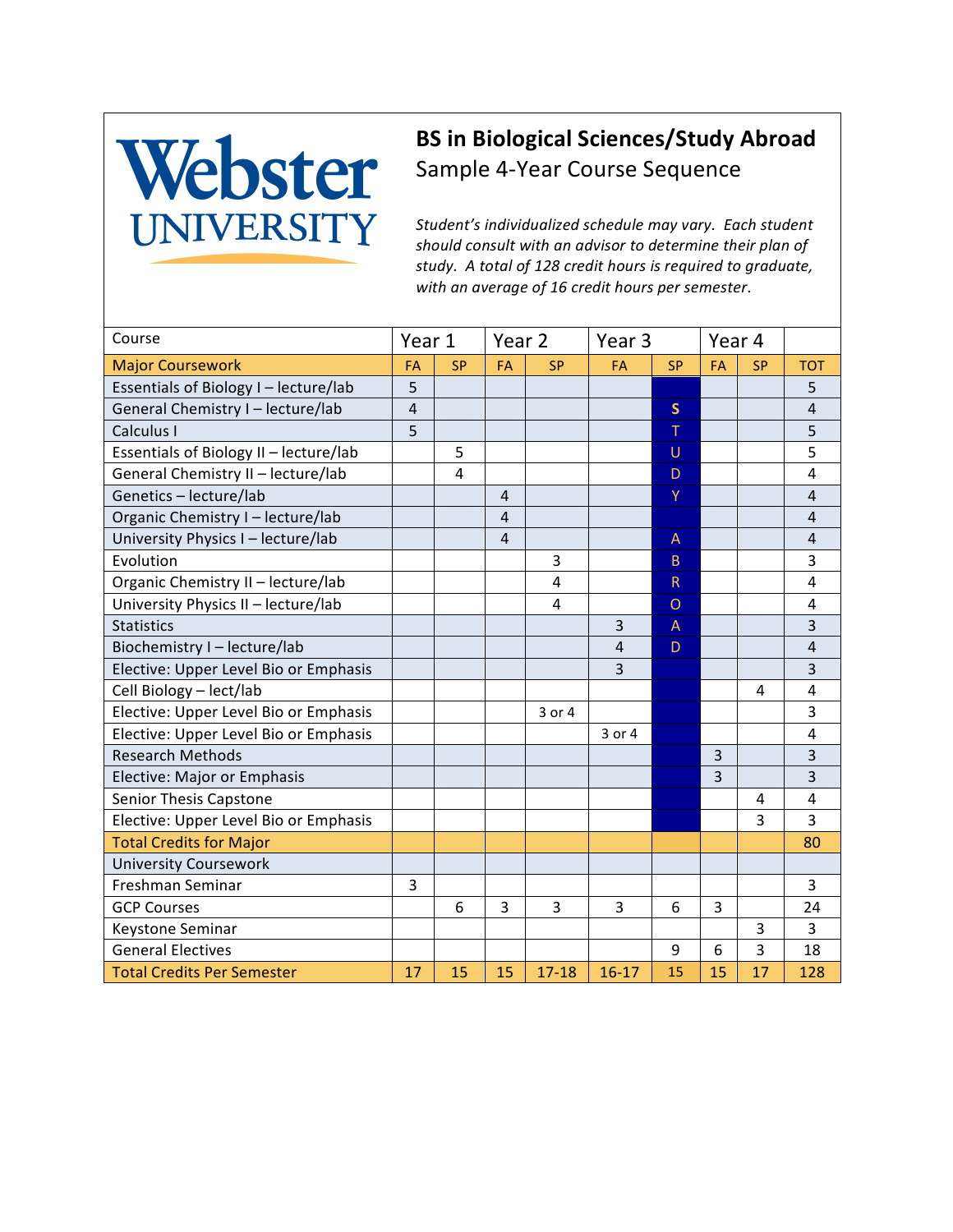Webster UNIVERSITY

# BS in Biological Sciences/Study Abroad

## Sample 4-Year Course Sequence

*Student's individualized schedule may vary. Each student should consult with an advisor to determine their plan of study. A total of 128 credit hours is required to graduate, with an average of 16 credit hours per semester.*

| Course | Year 1 | | Year 2 | | Year 3 | | Year 4 | | |
|---|---|---|---|---|---|---|---|---|---|
| Major Coursework | FA | SP | FA | SP | FA | SP | FA | SP | TOT |
| Essentials of Biology I – lecture/lab | 5 | | | | | | | | 5 |
| General Chemistry I – lecture/lab | 4 | | | | | S | | | 4 |
| Calculus I | 5 | | | | | T | | | 5 |
| Essentials of Biology II – lecture/lab | | 5 | | | | U | | | 5 |
| General Chemistry II – lecture/lab | | 4 | | | | D | | | 4 |
| Genetics – lecture/lab | | | 4 | | | Y | | | 4 |
| Organic Chemistry I – lecture/lab | | | 4 | | | | | | 4 |
| University Physics I – lecture/lab | | | 4 | | | A | | | 4 |
| Evolution | | | | 3 | | B | | | 3 |
| Organic Chemistry II – lecture/lab | | | | 4 | | R | | | 4 |
| University Physics II – lecture/lab | | | | 4 | | O | | | 4 |
| Statistics | | | | | 3 | A | | | 3 |
| Biochemistry I – lecture/lab | | | | | 4 | D | | | 4 |
| Elective: Upper Level Bio or Emphasis | | | | | 3 | | | | 3 |
| Cell Biology – lect/lab | | | | | | | | 4 | 4 |
| Elective: Upper Level Bio or Emphasis | | | | 3 or 4 | | | | | 3 |
| Elective: Upper Level Bio or Emphasis | | | | | 3 or 4 | | | | 4 |
| Research Methods | | | | | | | 3 | | 3 |
| Elective: Major or Emphasis | | | | | | | 3 | | 3 |
| Senior Thesis Capstone | | | | | | | | 4 | 4 |
| Elective: Upper Level Bio or Emphasis | | | | | | | | 3 | 3 |
| Total Credits for Major | | | | | | | | | 80 |
| University Coursework | | | | | | | | | |
| Freshman Seminar | 3 | | | | | | | | 3 |
| GCP Courses | | 6 | 3 | 3 | 3 | 6 | 3 | | 24 |
| Keystone Seminar | | | | | | | | 3 | 3 |
| General Electives | | | | | | 9 | 6 | 3 | 18 |
| Total Credits Per Semester | 17 | 15 | 15 | 17-18 | 16-17 | 15 | 15 | 17 | 128 |